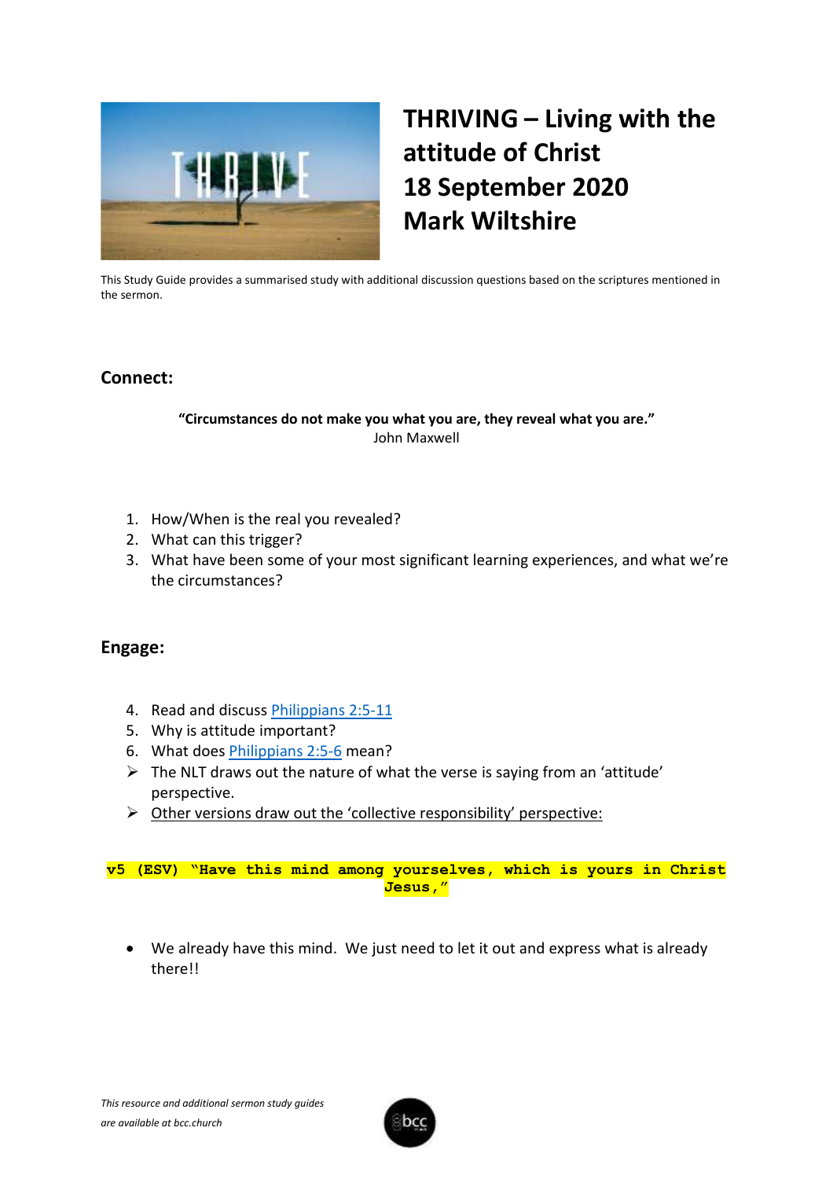# THRIVING – Living with the attitude of Christ
# 18 September 2020
# Mark Wiltshire

This Study Guide provides a summarised study with additional discussion questions based on the scriptures mentioned in the sermon.

## Connect:

**"Circumstances do not make you what you are, they reveal what you are."**
John Maxwell

1. How/When is the real you revealed?
2. What can this trigger?
3. What have been some of your most significant learning experiences, and what we're the circumstances?

## Engage:

4. Read and discuss [Philippians 2:5-11]
5. Why is attitude important?
6. What does [Philippians 2:5-6] mean?

- The NLT draws out the nature of what the verse is saying from an 'attitude' perspective.
- Other versions draw out the 'collective responsibility' perspective:

**v5 (ESV) "Have this mind among yourselves, which is yours in Christ Jesus,"**

- We already have this mind. We just need to let it out and express what is already there!!

*This resource and additional sermon study guides are available at bcc.church*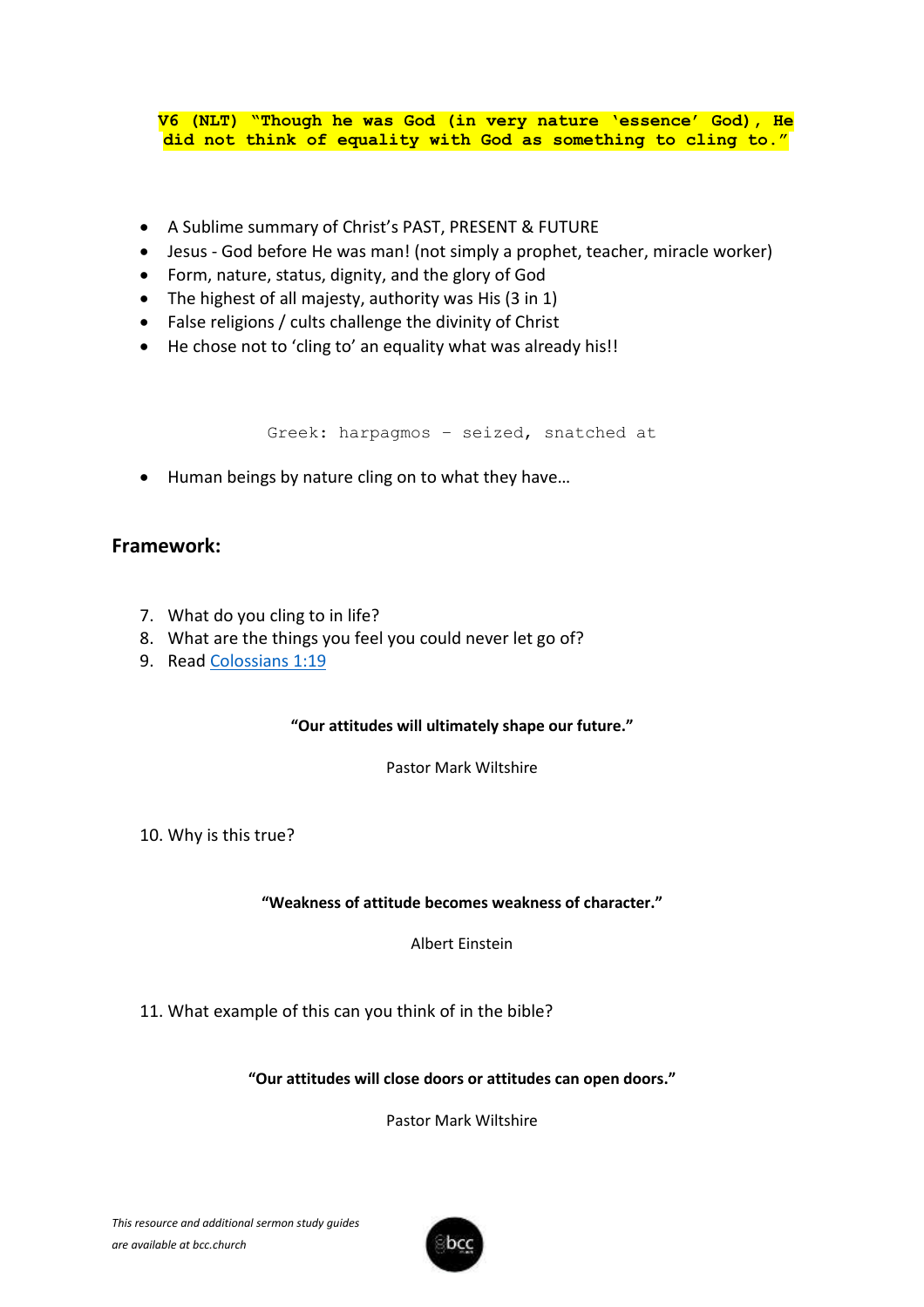**V6 (NLT) "Though he was God (in very nature 'essence' God), He did not think of equality with God as something to cling to."**

- A Sublime summary of Christ's PAST, PRESENT & FUTURE
- Jesus - God before He was man! (not simply a prophet, teacher, miracle worker)
- Form, nature, status, dignity, and the glory of God
- The highest of all majesty, authority was His (3 in 1)
- False religions / cults challenge the divinity of Christ
- He chose not to 'cling to' an equality what was already his!!

Greek: harpagmos – seized, snatched at

- Human beings by nature cling on to what they have…

## Framework:

7. What do you cling to in life?
8. What are the things you feel you could never let go of?
9. Read [Colossians 1:19]

**"Our attitudes will ultimately shape our future."**

Pastor Mark Wiltshire

10. Why is this true?

**"Weakness of attitude becomes weakness of character."**

Albert Einstein

11. What example of this can you think of in the bible?

**"Our attitudes will close doors or attitudes can open doors."**

Pastor Mark Wiltshire

*This resource and additional sermon study guides are available at bcc.church*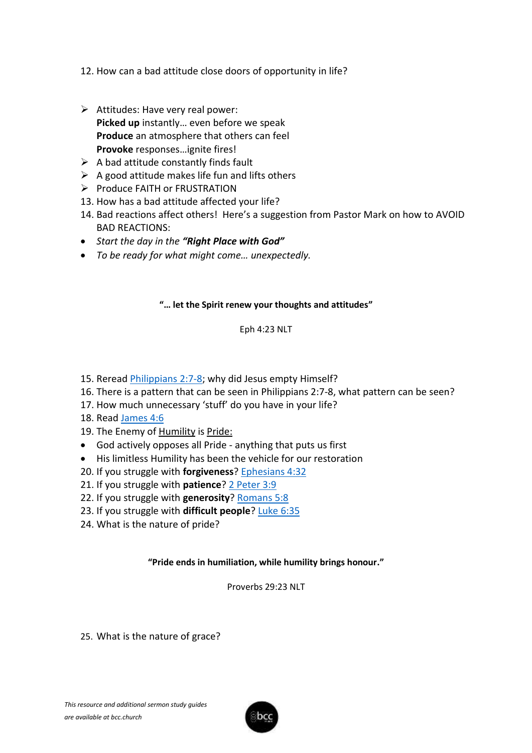12. How can a bad attitude close doors of opportunity in life?

- Attitudes: Have very real power:
  **Picked up** instantly… even before we speak
  **Produce** an atmosphere that others can feel
  **Provoke** responses…ignite fires!
- A bad attitude constantly finds fault
- A good attitude makes life fun and lifts others
- Produce FAITH or FRUSTRATION

13. How has a bad attitude affected your life?
14. Bad reactions affect others! Here's a suggestion from Pastor Mark on how to AVOID BAD REACTIONS:

- *Start the day in the **"Right Place with God"***
- *To be ready for what might come… unexpectedly.*

**"… let the Spirit renew your thoughts and attitudes"**

Eph 4:23 NLT

15. Reread Philippians 2:7-8; why did Jesus empty Himself?
16. There is a pattern that can be seen in Philippians 2:7-8, what pattern can be seen?
17. How much unnecessary 'stuff' do you have in your life?
18. Read James 4:6
19. The Enemy of Humility is Pride:

- God actively opposes all Pride - anything that puts us first
- His limitless Humility has been the vehicle for our restoration

20. If you struggle with **forgiveness**? Ephesians 4:32
21. If you struggle with **patience**? 2 Peter 3:9
22. If you struggle with **generosity**? Romans 5:8
23. If you struggle with **difficult people**? Luke 6:35
24. What is the nature of pride?

**"Pride ends in humiliation, while humility brings honour."**

Proverbs 29:23 NLT

25. What is the nature of grace?

*This resource and additional sermon study guides are available at bcc.church*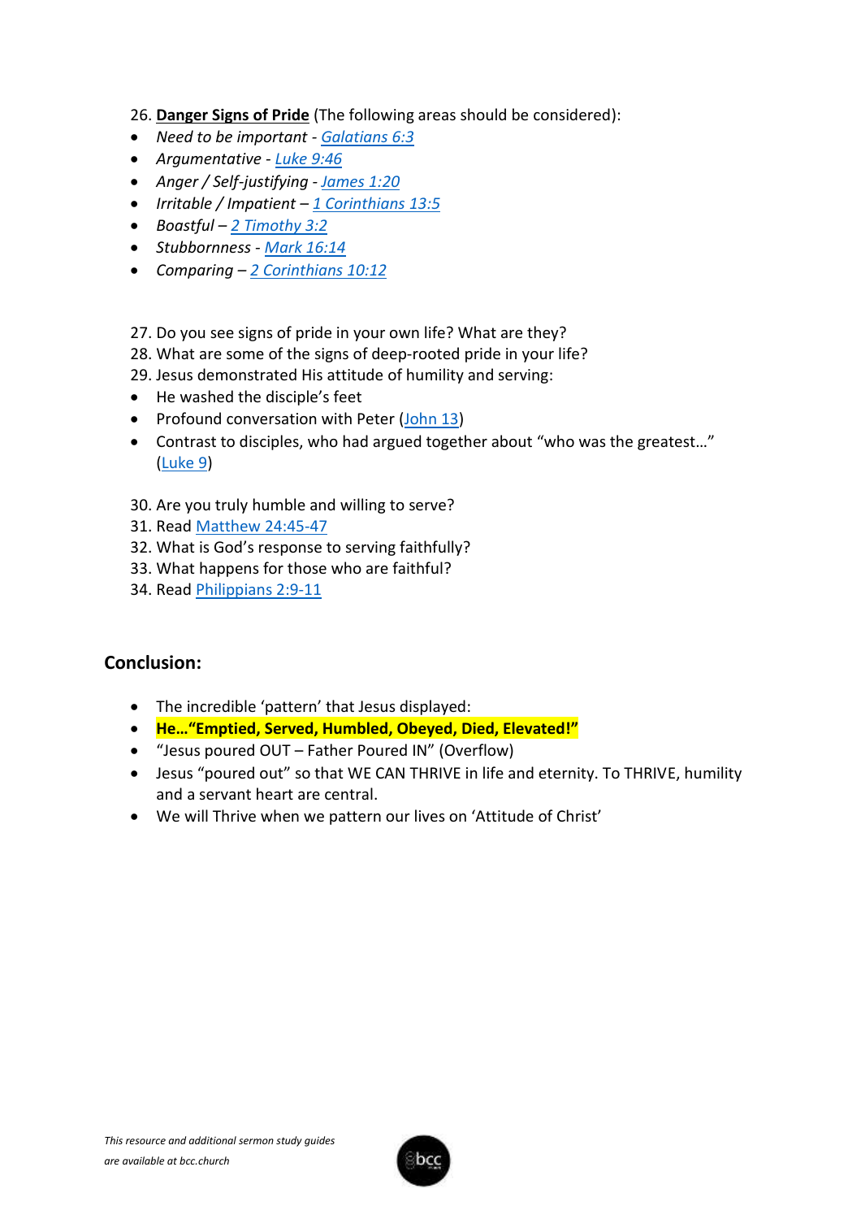26. **<u>Danger Signs of Pride</u>** (The following areas should be considered):

- *Need to be important - Galatians 6:3*
- *Argumentative - Luke 9:46*
- *Anger / Self-justifying - James 1:20*
- *Irritable / Impatient – 1 Corinthians 13:5*
- *Boastful – 2 Timothy 3:2*
- *Stubbornness - Mark 16:14*
- *Comparing – 2 Corinthians 10:12*

27. Do you see signs of pride in your own life? What are they?
28. What are some of the signs of deep-rooted pride in your life?
29. Jesus demonstrated His attitude of humility and serving:

- He washed the disciple's feet
- Profound conversation with Peter (John 13)
- Contrast to disciples, who had argued together about "who was the greatest…" (Luke 9)

30. Are you truly humble and willing to serve?
31. Read Matthew 24:45-47
32. What is God's response to serving faithfully?
33. What happens for those who are faithful?
34. Read Philippians 2:9-11

## Conclusion:

- The incredible 'pattern' that Jesus displayed:
- **He…"Emptied, Served, Humbled, Obeyed, Died, Elevated!"**
- "Jesus poured OUT – Father Poured IN" (Overflow)
- Jesus "poured out" so that WE CAN THRIVE in life and eternity. To THRIVE, humility and a servant heart are central.
- We will Thrive when we pattern our lives on 'Attitude of Christ'

*This resource and additional sermon study guides are available at bcc.church*